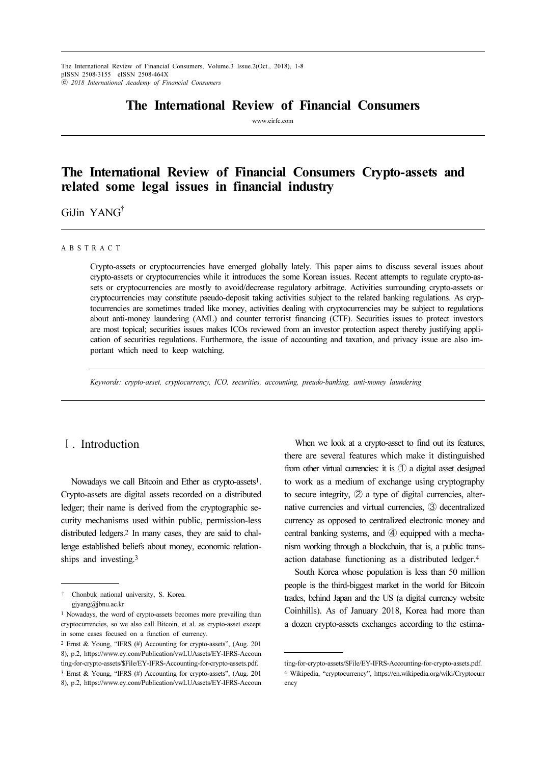# The International Review of Financial Consumers Crypto-assets and related some legal issues in financial industry

GiJin YANG[†]

A B S T R A C T

Crypto-assets or cryptocurrencies have emerged globally lately. This paper aims to discuss several issues about crypto-assets or cryptocurrencies while it introduces the some Korean issues. Recent attempts to regulate crypto-assets or cryptocurrencies are mostly to avoid/decrease regulatory arbitrage. Activities surrounding crypto-assets or cryptocurrencies may constitute pseudo-deposit taking activities subject to the related banking regulations. As cryptocurrencies are sometimes traded like money, activities dealing with cryptocurrencies may be subject to regulations about anti-money laundering (AML) and counter terrorist financing (CTF). Securities issues to protect investors are most topical; securities issues makes ICOs reviewed from an investor protection aspect thereby justifying application of securities regulations. Furthermore, the issue of accounting and taxation, and privacy issue are also important which need to keep watching.

*Keywords: crypto-asset, cryptocurrency, ICO, securities, accounting, pseudo-banking, anti-money laundering*

## Ⅰ. Introduction

Nowadays we call Bitcoin and Ether as crypto-assets[1]. Crypto-assets are digital assets recorded on a distributed ledger; their name is derived from the cryptographic security mechanisms used within public, permission-less distributed ledgers.[2] In many cases, they are said to challenge established beliefs about money, economic relationships and investing.[3]

When we look at a crypto-asset to find out its features, there are several features which make it distinguished from other virtual currencies: it is ① a digital asset designed to work as a medium of exchange using cryptography to secure integrity, ② a type of digital currencies, alternative currencies and virtual currencies, ③ decentralized currency as opposed to centralized electronic money and central banking systems, and ④ equipped with a mechanism working through a blockchain, that is, a public transaction database functioning as a distributed ledger.[4]

South Korea whose population is less than 50 million people is the third-biggest market in the world for Bitcoin trades, behind Japan and the US (a digital currency website Coinhills). As of January 2018, Korea had more than a dozen crypto-assets exchanges according to the estima-

---

† Chonbuk national university, S. Korea. gjyang@jbnu.ac.kr

[1] Nowadays, the word of crypto-assets becomes more prevailing than cryptocurrencies, so we also call Bitcoin, et al. as crypto-asset except in some cases focused on a function of currency.

[2] Ernst & Young, "IFRS (#) Accounting for crypto-assets", (Aug. 2018), p.2, https://www.ey.com/Publication/vwLUAssets/EY-IFRS-Accounting-for-crypto-assets/$File/EY-IFRS-Accounting-for-crypto-assets.pdf.

[3] Ernst & Young, "IFRS (#) Accounting for crypto-assets", (Aug. 2018), p.2, https://www.ey.com/Publication/vwLUAssets/EY-IFRS-Accounting-for-crypto-assets/$File/EY-IFRS-Accounting-for-crypto-assets.pdf.

[4] Wikipedia, "cryptocurrency", https://en.wikipedia.org/wiki/Cryptocurrency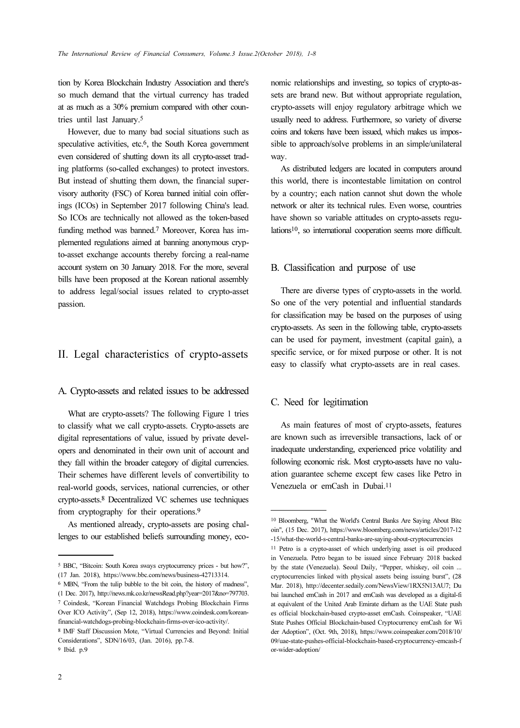tion by Korea Blockchain Industry Association and there's so much demand that the virtual currency has traded at as much as a 30% premium compared with other countries until last January.[5]

However, due to many bad social situations such as speculative activities, etc.[6], the South Korea government even considered of shutting down its all crypto-asset trading platforms (so-called exchanges) to protect investors. But instead of shutting them down, the financial supervisory authority (FSC) of Korea banned initial coin offerings (ICOs) in September 2017 following China's lead. So ICOs are technically not allowed as the token-based funding method was banned.[7] Moreover, Korea has implemented regulations aimed at banning anonymous crypto-asset exchange accounts thereby forcing a real-name account system on 30 January 2018. For the more, several bills have been proposed at the Korean national assembly to address legal/social issues related to crypto-asset passion.

## II. Legal characteristics of crypto-assets

### A. Crypto-assets and related issues to be addressed

What are crypto-assets? The following Figure 1 tries to classify what we call crypto-assets. Crypto-assets are digital representations of value, issued by private developers and denominated in their own unit of account and they fall within the broader category of digital currencies. Their schemes have different levels of convertibility to real-world goods, services, national currencies, or other crypto-assets.[8] Decentralized VC schemes use techniques from cryptography for their operations.[9]

As mentioned already, crypto-assets are posing challenges to our established beliefs surrounding money, economic relationships and investing, so topics of crypto-assets are brand new. But without appropriate regulation, crypto-assets will enjoy regulatory arbitrage which we usually need to address. Furthermore, so variety of diverse coins and tokens have been issued, which makes us impossible to approach/solve problems in an simple/unilateral way.

As distributed ledgers are located in computers around this world, there is incontestable limitation on control by a country; each nation cannot shut down the whole network or alter its technical rules. Even worse, countries have shown so variable attitudes on crypto-assets regulations[10], so international cooperation seems more difficult.

### B. Classification and purpose of use

There are diverse types of crypto-assets in the world. So one of the very potential and influential standards for classification may be based on the purposes of using crypto-assets. As seen in the following table, crypto-assets can be used for payment, investment (capital gain), a specific service, or for mixed purpose or other. It is not easy to classify what crypto-assets are in real cases.

### C. Need for legitimation

As main features of most of crypto-assets, features are known such as irreversible transactions, lack of or inadequate understanding, experienced price volatility and following economic risk. Most crypto-assets have no valuation guarantee scheme except few cases like Petro in Venezuela or emCash in Dubai.[11]

---

[5] BBC, "Bitcoin: South Korea sways cryptocurrency prices - but how?", (17 Jan. 2018), https://www.bbc.com/news/business-42713314.

[6] MBN, "From the tulip bubble to the bit coin, the history of madness", (1 Dec. 2017), http://news.mk.co.kr/newsRead.php?year=2017&no=797703.

[7] Coindesk, "Korean Financial Watchdogs Probing Blockchain Firms Over ICO Activity", (Sep 12, 2018), https://www.coindesk.com/korean-financial-watchdogs-probing-blockchain-firms-over-ico-activity/.

[8] IMF Staff Discussion Mote, "Virtual Currencies and Beyond: Initial Considerations", SDN/16/03, (Jan. 2016), pp.7-8.

[9] Ibid. p.9

[10] Bloomberg, "What the World's Central Banks Are Saying About Bitcoin", (15 Dec. 2017), https://www.bloomberg.com/news/articles/2017-12-15/what-the-world-s-central-banks-are-saying-about-cryptocurrencies

[11] Petro is a crypto-asset of which underlying asset is oil produced in Venezuela. Petro began to be issued since February 2018 backed by the state (Venezuela). Seoul Daily, "Pepper, whiskey, oil coin ... cryptocurrencies linked with physical assets being issuing burst", (28 Mar. 2018), http://decenter.sedaily.com/NewsView/1RX5N13AU7; Dubai launched emCash in 2017 and emCash was developed as a digital-fiat equivalent of the United Arab Emirate dirham as the UAE State pushes official blockchain-based crypto-asset emCash. Coinspeaker, "UAE State Pushes Official Blockchain-based Cryptocurrency emCash for Wider Adoption", (Oct. 9th, 2018), https://www.coinspeaker.com/2018/10/09/uae-state-pushes-official-blockchain-based-cryptocurrency-emcash-for-wider-adoption/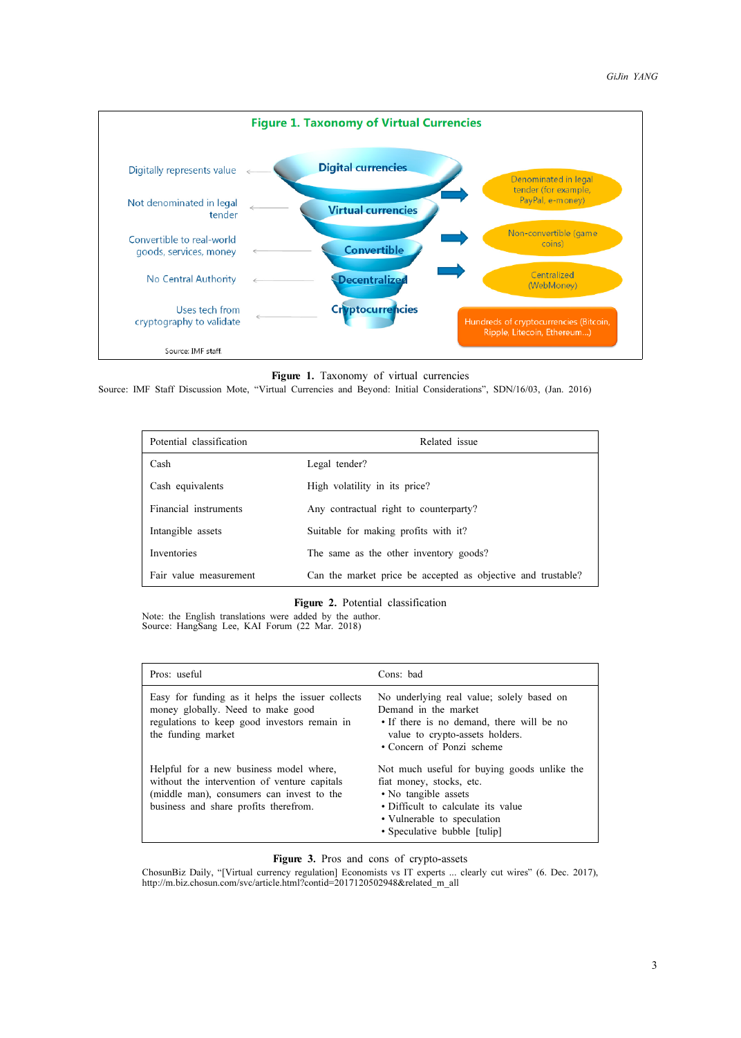**Figure 1. Taxonomy of Virtual Currencies**

| | | |
|---|---|---|
| Digitally represents value | Digital currencies | Denominated in legal tender (for example, PayPal, e-money) |
| Not denominated in legal tender | Virtual currencies | Non-convertible (game coins) |
| Convertible to real-world goods, services, money | Convertible | Centralized (WebMoney) |
| No Central Authority | Decentralized | |
| Uses tech from cryptography to validate | Cryptocurrencies | Hundreds of cryptocurrencies (Bitcoin, Ripple, Litecoin, Ethereum...) |

Source: IMF staff.

**Figure 1.** Taxonomy of virtual currencies
Source: IMF Staff Discussion Mote, "Virtual Currencies and Beyond: Initial Considerations", SDN/16/03, (Jan. 2016)

| Potential classification | Related issue |
|---|---|
| Cash | Legal tender? |
| Cash equivalents | High volatility in its price? |
| Financial instruments | Any contractual right to counterparty? |
| Intangible assets | Suitable for making profits with it? |
| Inventories | The same as the other inventory goods? |
| Fair value measurement | Can the market price be accepted as objective and trustable? |

**Figure 2.** Potential classification
Note: the English translations were added by the author.
Source: HangSang Lee, KAI Forum (22 Mar. 2018)

| Pros: useful | Cons: bad |
|---|---|
| Easy for funding as it helps the issuer collects money globally. Need to make good regulations to keep good investors remain in the funding market | No underlying real value; solely based on Demand in the market<br>• If there is no demand, there will be no value to crypto-assets holders.<br>• Concern of Ponzi scheme |
| Helpful for a new business model where, without the intervention of venture capitals (middle man), consumers can invest to the business and share profits therefrom. | Not much useful for buying goods unlike the fiat money, stocks, etc.<br>• No tangible assets<br>• Difficult to calculate its value<br>• Vulnerable to speculation<br>• Speculative bubble [tulip] |

**Figure 3.** Pros and cons of crypto-assets
ChosunBiz Daily, "[Virtual currency regulation] Economists vs IT experts ... clearly cut wires" (6. Dec. 2017), http://m.biz.chosun.com/svc/article.html?contid=2017120502948&related_m_all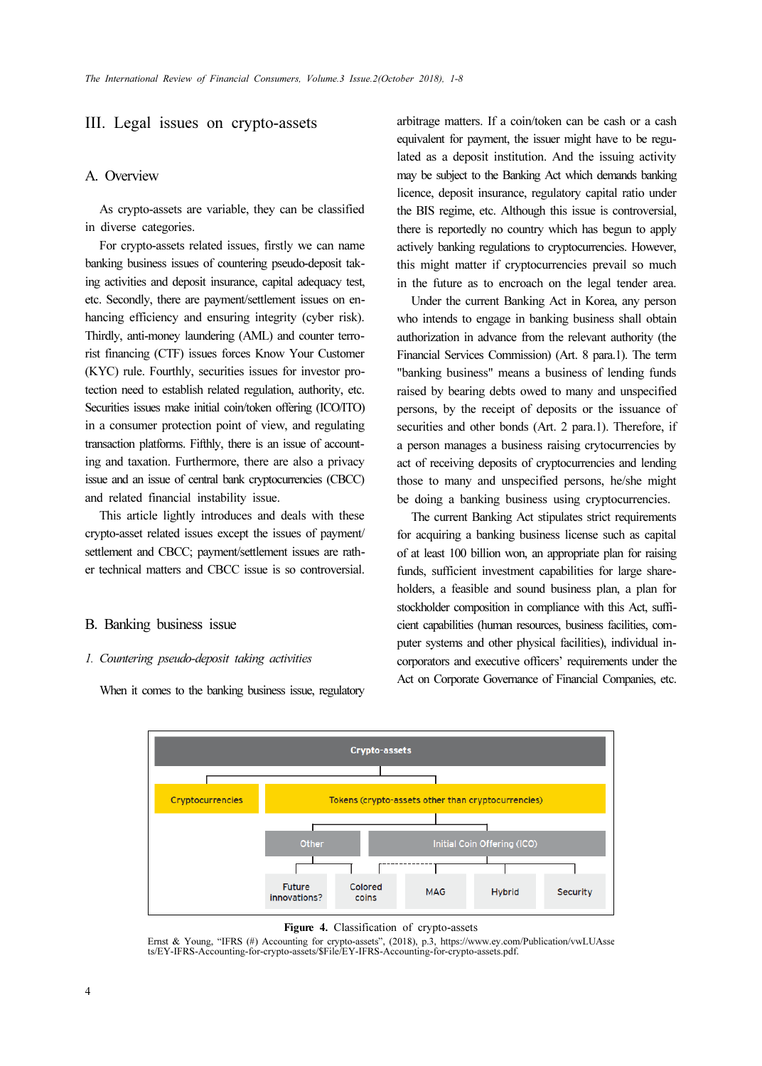## III. Legal issues on crypto-assets

### A. Overview

As crypto-assets are variable, they can be classified in diverse categories.

For crypto-assets related issues, firstly we can name banking business issues of countering pseudo-deposit taking activities and deposit insurance, capital adequacy test, etc. Secondly, there are payment/settlement issues on enhancing efficiency and ensuring integrity (cyber risk). Thirdly, anti-money laundering (AML) and counter terrorist financing (CTF) issues forces Know Your Customer (KYC) rule. Fourthly, securities issues for investor protection need to establish related regulation, authority, etc. Securities issues make initial coin/token offering (ICO/ITO) in a consumer protection point of view, and regulating transaction platforms. Fifthly, there is an issue of accounting and taxation. Furthermore, there are also a privacy issue and an issue of central bank cryptocurrencies (CBCC) and related financial instability issue.

This article lightly introduces and deals with these crypto-asset related issues except the issues of payment/settlement and CBCC; payment/settlement issues are rather technical matters and CBCC issue is so controversial.

### B. Banking business issue

#### *1. Countering pseudo-deposit taking activities*

When it comes to the banking business issue, regulatory arbitrage matters. If a coin/token can be cash or a cash equivalent for payment, the issuer might have to be regulated as a deposit institution. And the issuing activity may be subject to the Banking Act which demands banking licence, deposit insurance, regulatory capital ratio under the BIS regime, etc. Although this issue is controversial, there is reportedly no country which has begun to apply actively banking regulations to cryptocurrencies. However, this might matter if cryptocurrencies prevail so much in the future as to encroach on the legal tender area.

Under the current Banking Act in Korea, any person who intends to engage in banking business shall obtain authorization in advance from the relevant authority (the Financial Services Commission) (Art. 8 para.1). The term "banking business" means a business of lending funds raised by bearing debts owed to many and unspecified persons, by the receipt of deposits or the issuance of securities and other bonds (Art. 2 para.1). Therefore, if a person manages a business raising crytocurrencies by act of receiving deposits of cryptocurrencies and lending those to many and unspecified persons, he/she might be doing a banking business using cryptocurrencies.

The current Banking Act stipulates strict requirements for acquiring a banking business license such as capital of at least 100 billion won, an appropriate plan for raising funds, sufficient investment capabilities for large shareholders, a feasible and sound business plan, a plan for stockholder composition in compliance with this Act, sufficient capabilities (human resources, business facilities, computer systems and other physical facilities), individual incorporators and executive officers' requirements under the Act on Corporate Governance of Financial Companies, etc.

Crypto-assets
- Cryptocurrencies
- Tokens (crypto-assets other than cryptocurrencies)
  - Other
    - Future innovations?
    - Colored coins
  - Initial Coin Offering (ICO)
    - MAG
    - Hybrid
    - Security

**Figure 4.** Classification of crypto-assets
Ernst & Young, "IFRS (#) Accounting for crypto-assets", (2018), p.3, https://www.ey.com/Publication/vwLUAssets/EY-IFRS-Accounting-for-crypto-assets/$File/EY-IFRS-Accounting-for-crypto-assets.pdf.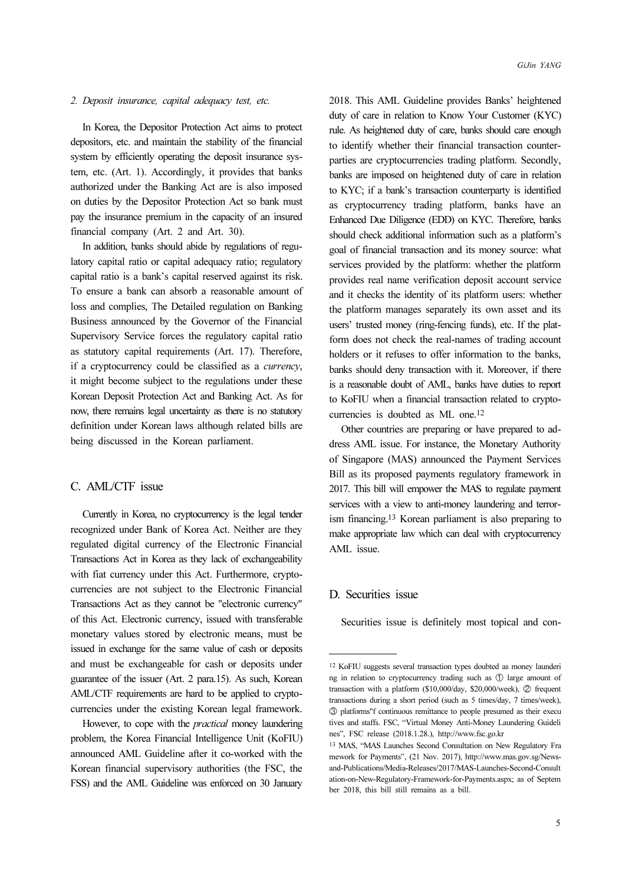*2. Deposit insurance, capital adequacy test, etc.*

In Korea, the Depositor Protection Act aims to protect depositors, etc. and maintain the stability of the financial system by efficiently operating the deposit insurance system, etc. (Art. 1). Accordingly, it provides that banks authorized under the Banking Act are is also imposed on duties by the Depositor Protection Act so bank must pay the insurance premium in the capacity of an insured financial company (Art. 2 and Art. 30).

In addition, banks should abide by regulations of regulatory capital ratio or capital adequacy ratio; regulatory capital ratio is a bank's capital reserved against its risk. To ensure a bank can absorb a reasonable amount of loss and complies, The Detailed regulation on Banking Business announced by the Governor of the Financial Supervisory Service forces the regulatory capital ratio as statutory capital requirements (Art. 17). Therefore, if a cryptocurrency could be classified as a *currency*, it might become subject to the regulations under these Korean Deposit Protection Act and Banking Act. As for now, there remains legal uncertainty as there is no statutory definition under Korean laws although related bills are being discussed in the Korean parliament.

## C. AML/CTF issue

Currently in Korea, no cryptocurrency is the legal tender recognized under Bank of Korea Act. Neither are they regulated digital currency of the Electronic Financial Transactions Act in Korea as they lack of exchangeability with fiat currency under this Act. Furthermore, cryptocurrencies are not subject to the Electronic Financial Transactions Act as they cannot be "electronic currency" of this Act. Electronic currency, issued with transferable monetary values stored by electronic means, must be issued in exchange for the same value of cash or deposits and must be exchangeable for cash or deposits under guarantee of the issuer (Art. 2 para.15). As such, Korean AML/CTF requirements are hard to be applied to cryptocurrencies under the existing Korean legal framework.

However, to cope with the *practical* money laundering problem, the Korea Financial Intelligence Unit (KoFIU) announced AML Guideline after it co-worked with the Korean financial supervisory authorities (the FSC, the FSS) and the AML Guideline was enforced on 30 January 2018. This AML Guideline provides Banks' heightened duty of care in relation to Know Your Customer (KYC) rule. As heightened duty of care, banks should care enough to identify whether their financial transaction counterparties are cryptocurrencies trading platform. Secondly, banks are imposed on heightened duty of care in relation to KYC; if a bank's transaction counterparty is identified as cryptocurrency trading platform, banks have an Enhanced Due Diligence (EDD) on KYC. Therefore, banks should check additional information such as a platform's goal of financial transaction and its money source: what services provided by the platform: whether the platform provides real name verification deposit account service and it checks the identity of its platform users: whether the platform manages separately its own asset and its users' trusted money (ring-fencing funds), etc. If the platform does not check the real-names of trading account holders or it refuses to offer information to the banks, banks should deny transaction with it. Moreover, if there is a reasonable doubt of AML, banks have duties to report to KoFIU when a financial transaction related to cryptocurrencies is doubted as ML one.[12]

Other countries are preparing or have prepared to address AML issue. For instance, the Monetary Authority of Singapore (MAS) announced the Payment Services Bill as its proposed payments regulatory framework in 2017. This bill will empower the MAS to regulate payment services with a view to anti-money laundering and terrorism financing.[13] Korean parliament is also preparing to make appropriate law which can deal with cryptocurrency AML issue.

## D. Securities issue

Securities issue is definitely most topical and con-

---

[12] KoFIU suggests several transaction types doubted as money laundering in relation to cryptocurrency trading such as ① large amount of transaction with a platform ($10,000/day, $20,000/week), ② frequent transactions during a short period (such as 5 times/day, 7 times/week), ③ platforms"f continuous remittance to people presumed as their executives and staffs. FSC, "Virtual Money Anti-Money Laundering Guidelines", FSC release (2018.1.28.), http://www.fsc.go.kr

[13] MAS, "MAS Launches Second Consultation on New Regulatory Framework for Payments", (21 Nov. 2017), http://www.mas.gov.sg/News-and-Publications/Media-Releases/2017/MAS-Launches-Second-Consultation-on-New-Regulatory-Framework-for-Payments.aspx; as of September 2018, this bill still remains as a bill.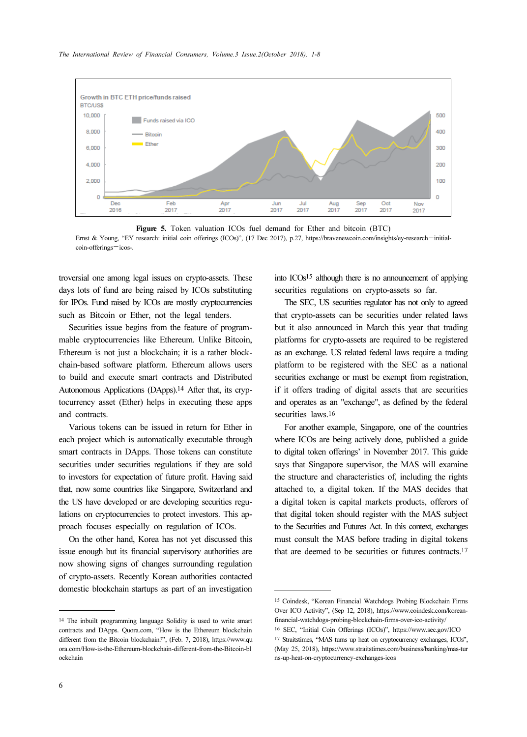**Figure 5.** Token valuation ICOs fuel demand for Ether and bitcoin (BTC)

Ernst & Young, "EY research: initial coin offerings (ICOs)", (17 Dec 2017), p.27, https://bravenewcoin.com/insights/ey-research—initial-coin-offerings—icos-.

troversial one among legal issues on crypto-assets. These days lots of fund are being raised by ICOs substituting for IPOs. Fund raised by ICOs are mostly cryptocurrencies such as Bitcoin or Ether, not the legal tenders.

Securities issue begins from the feature of programmable cryptocurrencies like Ethereum. Unlike Bitcoin, Ethereum is not just a blockchain; it is a rather blockchain-based software platform. Ethereum allows users to build and execute smart contracts and Distributed Autonomous Applications (DApps).[14] After that, its cryptocurrency asset (Ether) helps in executing these apps and contracts.

Various tokens can be issued in return for Ether in each project which is automatically executable through smart contracts in DApps. Those tokens can constitute securities under securities regulations if they are sold to investors for expectation of future profit. Having said that, now some countries like Singapore, Switzerland and the US have developed or are developing securities regulations on cryptocurrencies to protect investors. This approach focuses especially on regulation of ICOs.

On the other hand, Korea has not yet discussed this issue enough but its financial supervisory authorities are now showing signs of changes surrounding regulation of crypto-assets. Recently Korean authorities contacted domestic blockchain startups as part of an investigation into ICOs[15] although there is no announcement of applying securities regulations on crypto-assets so far.

The SEC, US securities regulator has not only to agreed that crypto-assets can be securities under related laws but it also announced in March this year that trading platforms for crypto-assets are required to be registered as an exchange. US related federal laws require a trading platform to be registered with the SEC as a national securities exchange or must be exempt from registration, if it offers trading of digital assets that are securities and operates as an "exchange", as defined by the federal securities laws.[16]

For another example, Singapore, one of the countries where ICOs are being actively done, published a guide to digital token offerings' in November 2017. This guide says that Singapore supervisor, the MAS will examine the structure and characteristics of, including the rights attached to, a digital token. If the MAS decides that a digital token is capital markets products, offerors of that digital token should register with the MAS subject to the Securities and Futures Act. In this context, exchanges must consult the MAS before trading in digital tokens that are deemed to be securities or futures contracts.[17]

---

[14] The inbuilt programming language Solidity is used to write smart contracts and DApps. Quora.com, "How is the Ethereum blockchain different from the Bitcoin blockchain?", (Feb. 7, 2018), https://www.quora.com/How-is-the-Ethereum-blockchain-different-from-the-Bitcoin-blockchain

[15] Coindesk, "Korean Financial Watchdogs Probing Blockchain Firms Over ICO Activity", (Sep 12, 2018), https://www.coindesk.com/korean-financial-watchdogs-probing-blockchain-firms-over-ico-activity/

[16] SEC, "Initial Coin Offerings (ICOs)", https://www.sec.gov/ICO

[17] Straitstimes, "MAS turns up heat on cryptocurrency exchanges, ICOs", (May 25, 2018), https://www.straitstimes.com/business/banking/mas-turns-up-heat-on-cryptocurrency-exchanges-icos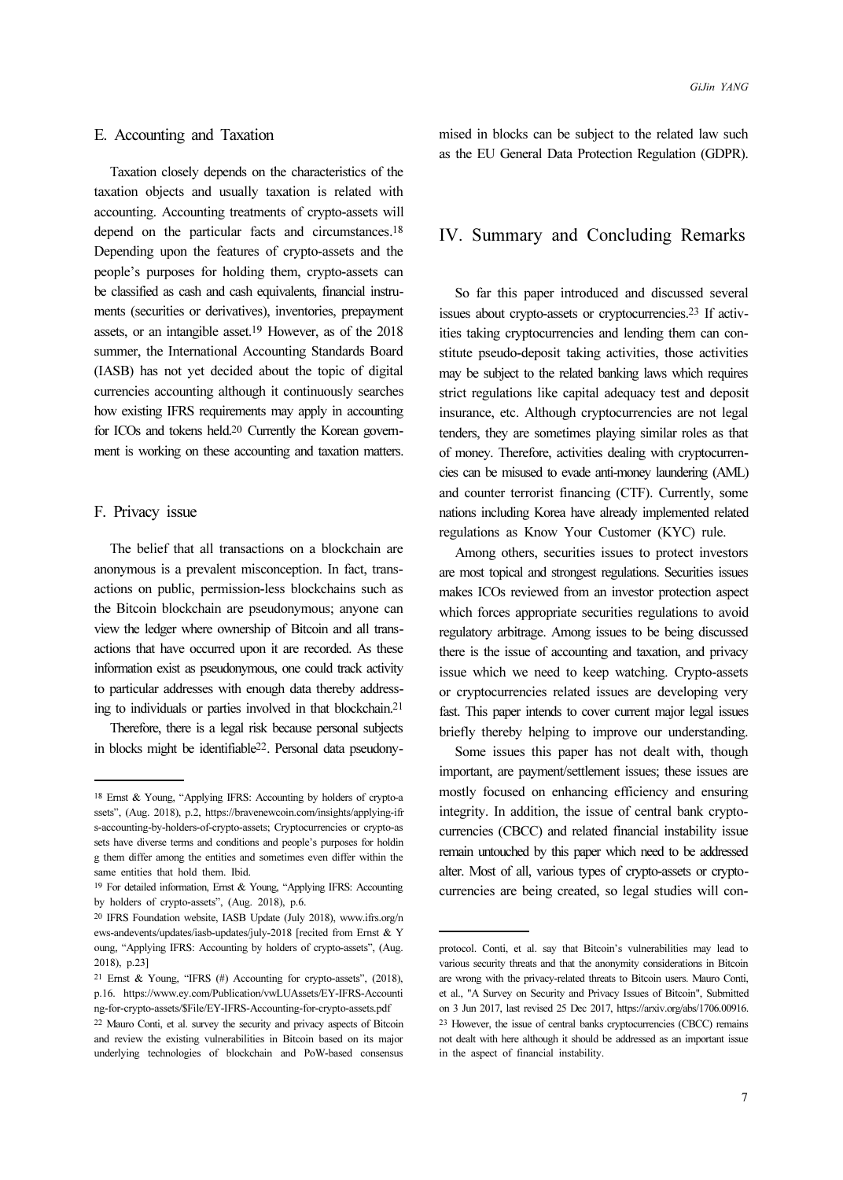## E. Accounting and Taxation

Taxation closely depends on the characteristics of the taxation objects and usually taxation is related with accounting. Accounting treatments of crypto-assets will depend on the particular facts and circumstances.[18] Depending upon the features of crypto-assets and the people's purposes for holding them, crypto-assets can be classified as cash and cash equivalents, financial instruments (securities or derivatives), inventories, prepayment assets, or an intangible asset.[19] However, as of the 2018 summer, the International Accounting Standards Board (IASB) has not yet decided about the topic of digital currencies accounting although it continuously searches how existing IFRS requirements may apply in accounting for ICOs and tokens held.[20] Currently the Korean government is working on these accounting and taxation matters.

## F. Privacy issue

The belief that all transactions on a blockchain are anonymous is a prevalent misconception. In fact, transactions on public, permission-less blockchains such as the Bitcoin blockchain are pseudonymous; anyone can view the ledger where ownership of Bitcoin and all transactions that have occurred upon it are recorded. As these information exist as pseudonymous, one could track activity to particular addresses with enough data thereby addressing to individuals or parties involved in that blockchain.[21]

Therefore, there is a legal risk because personal subjects in blocks might be identifiable[22]. Personal data pseudonymised in blocks can be subject to the related law such as the EU General Data Protection Regulation (GDPR).

# IV. Summary and Concluding Remarks

So far this paper introduced and discussed several issues about crypto-assets or cryptocurrencies.[23] If activities taking cryptocurrencies and lending them can constitute pseudo-deposit taking activities, those activities may be subject to the related banking laws which requires strict regulations like capital adequacy test and deposit insurance, etc. Although cryptocurrencies are not legal tenders, they are sometimes playing similar roles as that of money. Therefore, activities dealing with cryptocurrencies can be misused to evade anti-money laundering (AML) and counter terrorist financing (CTF). Currently, some nations including Korea have already implemented related regulations as Know Your Customer (KYC) rule.

Among others, securities issues to protect investors are most topical and strongest regulations. Securities issues makes ICOs reviewed from an investor protection aspect which forces appropriate securities regulations to avoid regulatory arbitrage. Among issues to be being discussed there is the issue of accounting and taxation, and privacy issue which we need to keep watching. Crypto-assets or cryptocurrencies related issues are developing very fast. This paper intends to cover current major legal issues briefly thereby helping to improve our understanding.

Some issues this paper has not dealt with, though important, are payment/settlement issues; these issues are mostly focused on enhancing efficiency and ensuring integrity. In addition, the issue of central bank cryptocurrencies (CBCC) and related financial instability issue remain untouched by this paper which need to be addressed alter. Most of all, various types of crypto-assets or cryptocurrencies are being created, so legal studies will con-

---

[18] Ernst & Young, "Applying IFRS: Accounting by holders of crypto-assets", (Aug. 2018), p.2, https://bravenewcoin.com/insights/applying-ifrs-accounting-by-holders-of-crypto-assets; Cryptocurrencies or crypto-assets have diverse terms and conditions and people's purposes for holding them differ among the entities and sometimes even differ within the same entities that hold them. Ibid.

[19] For detailed information, Ernst & Young, "Applying IFRS: Accounting by holders of crypto-assets", (Aug. 2018), p.6.

[20] IFRS Foundation website, IASB Update (July 2018), www.ifrs.org/news-andevents/updates/iasb-updates/july-2018 [recited from Ernst & Young, "Applying IFRS: Accounting by holders of crypto-assets", (Aug. 2018), p.23]

[21] Ernst & Young, "IFRS (#) Accounting for crypto-assets", (2018), p.16. https://www.ey.com/Publication/vwLUAssets/EY-IFRS-Accounting-for-crypto-assets/$File/EY-IFRS-Accounting-for-crypto-assets.pdf

[22] Mauro Conti, et al. survey the security and privacy aspects of Bitcoin and review the existing vulnerabilities in Bitcoin based on its major underlying technologies of blockchain and PoW-based consensus protocol. Conti, et al. say that Bitcoin's vulnerabilities may lead to various security threats and that the anonymity considerations in Bitcoin are wrong with the privacy-related threats to Bitcoin users. Mauro Conti, et al., "A Survey on Security and Privacy Issues of Bitcoin", Submitted on 3 Jun 2017, last revised 25 Dec 2017, https://arxiv.org/abs/1706.00916.

[23] However, the issue of central banks cryptocurrencies (CBCC) remains not dealt with here although it should be addressed as an important issue in the aspect of financial instability.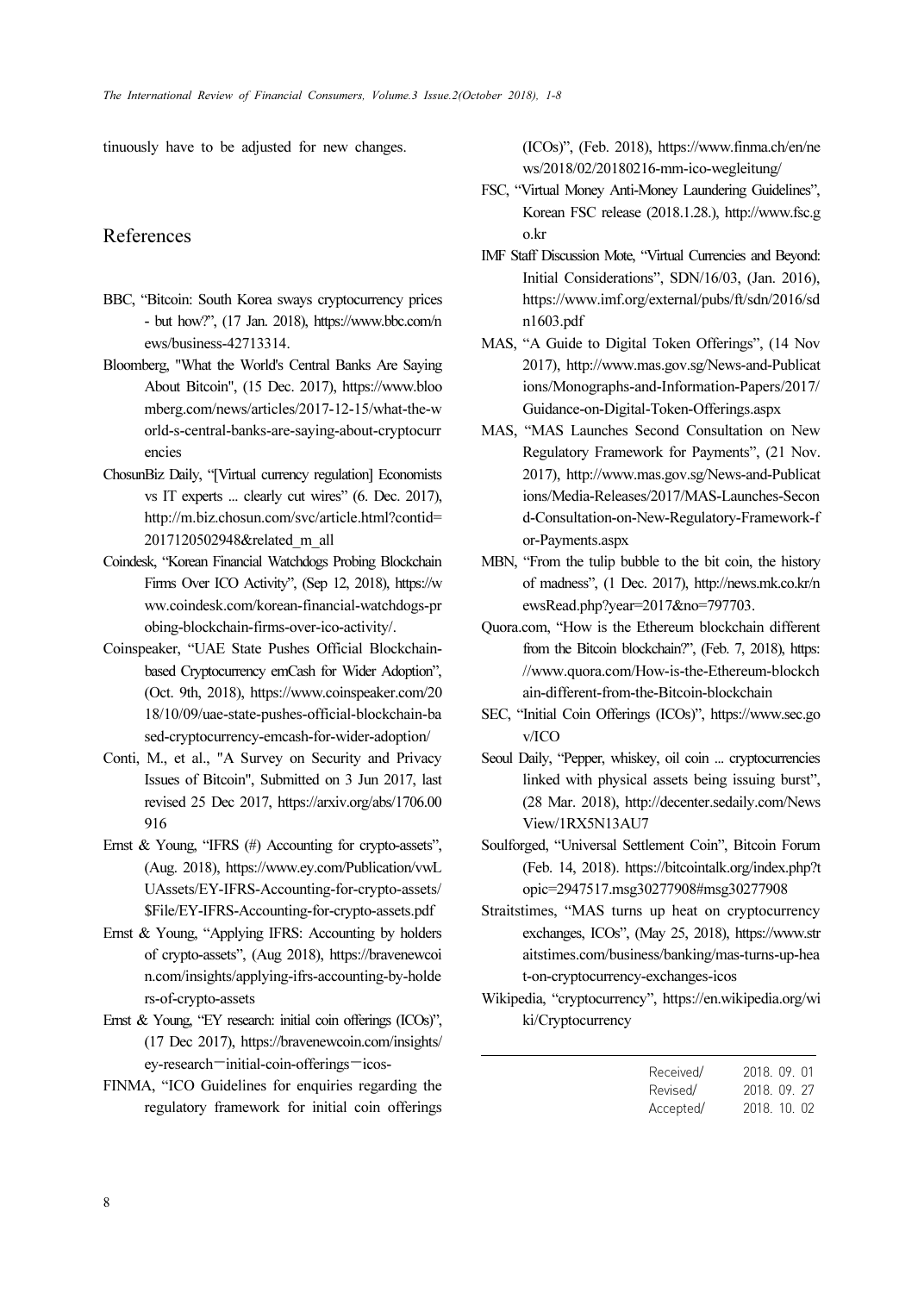tinuously have to be adjusted for new changes.

## References

BBC, “Bitcoin: South Korea sways cryptocurrency prices - but how?”, (17 Jan. 2018), https://www.bbc.com/news/business-42713314.

Bloomberg, "What the World's Central Banks Are Saying About Bitcoin", (15 Dec. 2017), https://www.bloomberg.com/news/articles/2017-12-15/what-the-world-s-central-banks-are-saying-about-cryptocurrencies

ChosunBiz Daily, “[Virtual currency regulation] Economists vs IT experts ... clearly cut wires” (6. Dec. 2017), http://m.biz.chosun.com/svc/article.html?contid=2017120502948&related_m_all

Coindesk, “Korean Financial Watchdogs Probing Blockchain Firms Over ICO Activity”, (Sep 12, 2018), https://www.coindesk.com/korean-financial-watchdogs-probing-blockchain-firms-over-ico-activity/.

Coinspeaker, “UAE State Pushes Official Blockchain-based Cryptocurrency emCash for Wider Adoption”, (Oct. 9th, 2018), https://www.coinspeaker.com/2018/10/09/uae-state-pushes-official-blockchain-based-cryptocurrency-emcash-for-wider-adoption/

Conti, M., et al., "A Survey on Security and Privacy Issues of Bitcoin", Submitted on 3 Jun 2017, last revised 25 Dec 2017, https://arxiv.org/abs/1706.00916

Ernst & Young, “IFRS (#) Accounting for crypto-assets”, (Aug. 2018), https://www.ey.com/Publication/vwLUAssets/EY-IFRS-Accounting-for-crypto-assets/$File/EY-IFRS-Accounting-for-crypto-assets.pdf

Ernst & Young, “Applying IFRS: Accounting by holders of crypto-assets”, (Aug 2018), https://bravenewcoin.com/insights/applying-ifrs-accounting-by-holders-of-crypto-assets

Ernst & Young, “EY research: initial coin offerings (ICOs)”, (17 Dec 2017), https://bravenewcoin.com/insights/ey-research—initial-coin-offerings—icos-

FINMA, “ICO Guidelines for enquiries regarding the regulatory framework for initial coin offerings (ICOs)”, (Feb. 2018), https://www.finma.ch/en/news/2018/02/20180216-mm-ico-wegleitung/

FSC, “Virtual Money Anti-Money Laundering Guidelines”, Korean FSC release (2018.1.28.), http://www.fsc.go.kr

IMF Staff Discussion Mote, “Virtual Currencies and Beyond: Initial Considerations”, SDN/16/03, (Jan. 2016), https://www.imf.org/external/pubs/ft/sdn/2016/sdn1603.pdf

MAS, “A Guide to Digital Token Offerings”, (14 Nov 2017), http://www.mas.gov.sg/News-and-Publications/Monographs-and-Information-Papers/2017/Guidance-on-Digital-Token-Offerings.aspx

MAS, “MAS Launches Second Consultation on New Regulatory Framework for Payments”, (21 Nov. 2017), http://www.mas.gov.sg/News-and-Publications/Media-Releases/2017/MAS-Launches-Second-Consultation-on-New-Regulatory-Framework-for-Payments.aspx

MBN, “From the tulip bubble to the bit coin, the history of madness”, (1 Dec. 2017), http://news.mk.co.kr/newsRead.php?year=2017&no=797703.

Quora.com, “How is the Ethereum blockchain different from the Bitcoin blockchain?”, (Feb. 7, 2018), https://www.quora.com/How-is-the-Ethereum-blockchain-different-from-the-Bitcoin-blockchain

SEC, “Initial Coin Offerings (ICOs)”, https://www.sec.gov/ICO

Seoul Daily, “Pepper, whiskey, oil coin ... cryptocurrencies linked with physical assets being issuing burst”, (28 Mar. 2018), http://decenter.sedaily.com/NewsView/1RX5N13AU7

Soulforged, “Universal Settlement Coin”, Bitcoin Forum (Feb. 14, 2018). https://bitcointalk.org/index.php?topic=2947517.msg30277908#msg30277908

Straitstimes, “MAS turns up heat on cryptocurrency exchanges, ICOs”, (May 25, 2018), https://www.straitstimes.com/business/banking/mas-turns-up-heat-on-cryptocurrency-exchanges-icos

Wikipedia, “cryptocurrency”, https://en.wikipedia.org/wiki/Cryptocurrency

Received/ 2018. 09. 01
Revised/ 2018. 09. 27
Accepted/ 2018. 10. 02